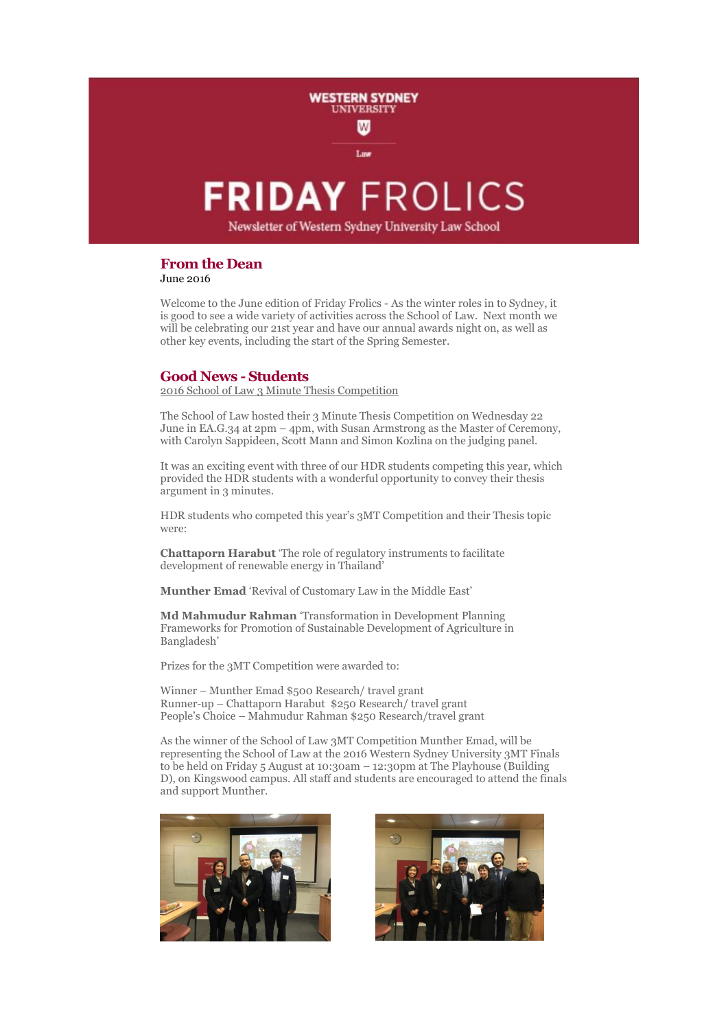WESTERN SYDNEY UNIVERSITY

Law

# FRIDAY FROLICS

Newsletter of Western Sydney University Law School

## From the Dean

June 2016

Welcome to the June edition of Friday Frolics - As the winter roles in to Sydney, it is good to see a wide variety of activities across the School of Law. Next month we will be celebrating our 21st year and have our annual awards night on, as well as other key events, including the start of the Spring Semester.

## Good News - Students

2016 School of Law 3 Minute Thesis Competition

The School of Law hosted their 3 Minute Thesis Competition on Wednesday 22 June in EA.G.34 at 2pm – 4pm, with Susan Armstrong as the Master of Ceremony, with Carolyn Sappideen, Scott Mann and Simon Kozlina on the judging panel.

It was an exciting event with three of our HDR students competing this year, which provided the HDR students with a wonderful opportunity to convey their thesis argument in 3 minutes.

HDR students who competed this year's 3MT Competition and their Thesis topic were:

**Chattaporn Harabut** 'The role of regulatory instruments to facilitate development of renewable energy in Thailand'

**Munther Emad** 'Revival of Customary Law in the Middle East'

**Md Mahmudur Rahman** 'Transformation in Development Planning Frameworks for Promotion of Sustainable Development of Agriculture in Bangladesh'

Prizes for the 3MT Competition were awarded to:

Winner – Munther Emad $500 Research/ travel grant
Runner-up – Chattaporn Harabut $250 Research/ travel grant
People's Choice – Mahmudur Rahman $250 Research/travel grant

As the winner of the School of Law 3MT Competition Munther Emad, will be representing the School of Law at the 2016 Western Sydney University 3MT Finals to be held on Friday 5 August at 10:30am – 12:30pm at The Playhouse (Building D), on Kingswood campus. All staff and students are encouraged to attend the finals and support Munther.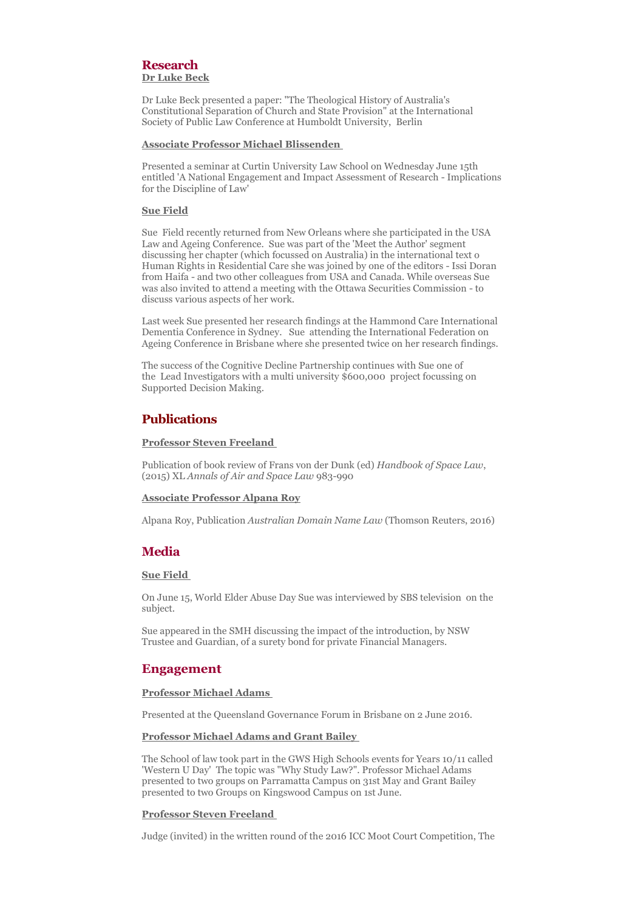## Research

**Dr Luke Beck**

Dr Luke Beck presented a paper: "The Theological History of Australia's Constitutional Separation of Church and State Provision" at the International Society of Public Law Conference at Humboldt University, Berlin

**Associate Professor Michael Blissenden**

Presented a seminar at Curtin University Law School on Wednesday June 15th entitled 'A National Engagement and Impact Assessment of Research - Implications for the Discipline of Law'

**Sue Field**

Sue Field recently returned from New Orleans where she participated in the USA Law and Ageing Conference. Sue was part of the 'Meet the Author' segment discussing her chapter (which focussed on Australia) in the international text o Human Rights in Residential Care she was joined by one of the editors - Issi Doran from Haifa - and two other colleagues from USA and Canada. While overseas Sue was also invited to attend a meeting with the Ottawa Securities Commission - to discuss various aspects of her work.

Last week Sue presented her research findings at the Hammond Care International Dementia Conference in Sydney. Sue attending the International Federation on Ageing Conference in Brisbane where she presented twice on her research findings.

The success of the Cognitive Decline Partnership continues with Sue one of the Lead Investigators with a multi university $600,000 project focussing on Supported Decision Making.

## Publications

**Professor Steven Freeland**

Publication of book review of Frans von der Dunk (ed) *Handbook of Space Law*, (2015) XL *Annals of Air and Space Law* 983-990

**Associate Professor Alpana Roy**

Alpana Roy, Publication *Australian Domain Name Law* (Thomson Reuters, 2016)

## Media

**Sue Field**

On June 15, World Elder Abuse Day Sue was interviewed by SBS television on the subject.

Sue appeared in the SMH discussing the impact of the introduction, by NSW Trustee and Guardian, of a surety bond for private Financial Managers.

## Engagement

**Professor Michael Adams**

Presented at the Queensland Governance Forum in Brisbane on 2 June 2016.

**Professor Michael Adams and Grant Bailey**

The School of law took part in the GWS High Schools events for Years 10/11 called 'Western U Day' The topic was "Why Study Law?". Professor Michael Adams presented to two groups on Parramatta Campus on 31st May and Grant Bailey presented to two Groups on Kingswood Campus on 1st June.

**Professor Steven Freeland**

Judge (invited) in the written round of the 2016 ICC Moot Court Competition, The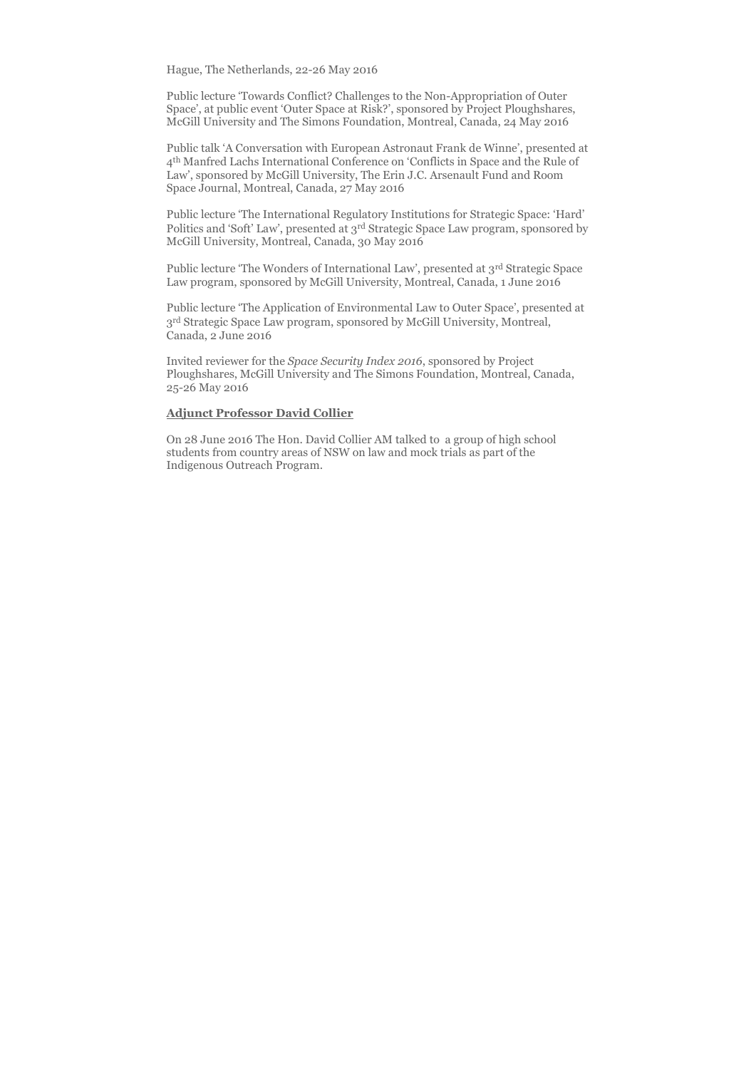Hague, The Netherlands, 22-26 May 2016

Public lecture 'Towards Conflict? Challenges to the Non-Appropriation of Outer Space', at public event 'Outer Space at Risk?', sponsored by Project Ploughshares, McGill University and The Simons Foundation, Montreal, Canada, 24 May 2016

Public talk 'A Conversation with European Astronaut Frank de Winne', presented at 4th Manfred Lachs International Conference on 'Conflicts in Space and the Rule of Law', sponsored by McGill University, The Erin J.C. Arsenault Fund and Room Space Journal, Montreal, Canada, 27 May 2016

Public lecture 'The International Regulatory Institutions for Strategic Space: 'Hard' Politics and 'Soft' Law', presented at 3rd Strategic Space Law program, sponsored by McGill University, Montreal, Canada, 30 May 2016

Public lecture 'The Wonders of International Law', presented at 3rd Strategic Space Law program, sponsored by McGill University, Montreal, Canada, 1 June 2016

Public lecture 'The Application of Environmental Law to Outer Space', presented at 3rd Strategic Space Law program, sponsored by McGill University, Montreal, Canada, 2 June 2016

Invited reviewer for the *Space Security Index 2016*, sponsored by Project Ploughshares, McGill University and The Simons Foundation, Montreal, Canada, 25-26 May 2016

**Adjunct Professor David Collier**

On 28 June 2016 The Hon. David Collier AM talked to a group of high school students from country areas of NSW on law and mock trials as part of the Indigenous Outreach Program.